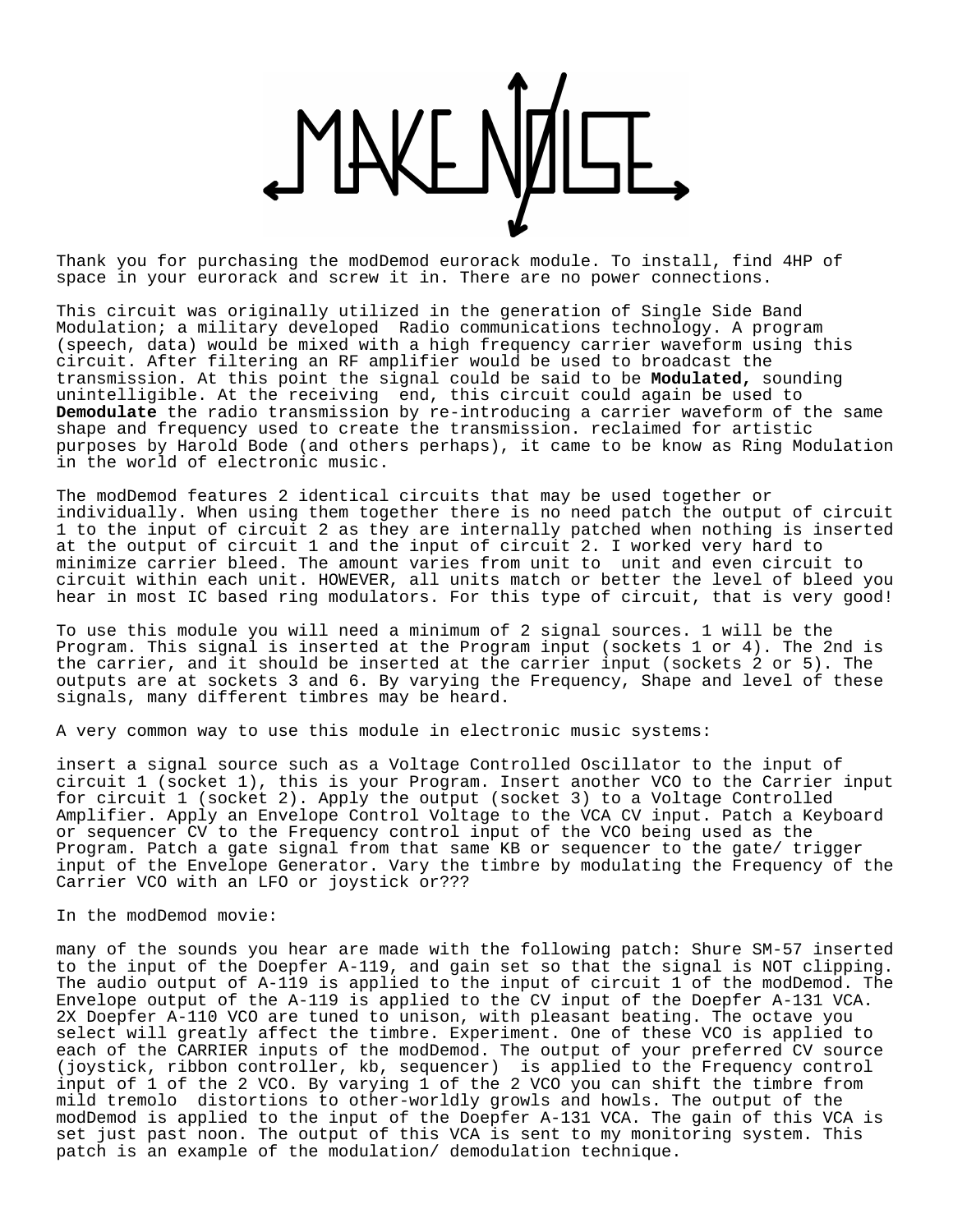Thank you for purchasing the modDemod eurorack module. To install, find 4HP of space in your eurorack and screw it in. There are no power connections.

This circuit was originally utilized in the generation of Single Side Band Modulation; a military developed Radio communications technology. A program (speech, data) would be mixed with a high frequency carrier waveform using this circuit. After filtering an RF amplifier would be used to broadcast the transmission. At this point the signal could be said to be **Modulated,** sounding unintelligible. At the receiving end, this circuit could again be used to **Demodulate** the radio transmission by re-introducing a carrier waveform of the same shape and frequency used to create the transmission. reclaimed for artistic purposes by Harold Bode (and others perhaps), it came to be know as Ring Modulation in the world of electronic music.

The modDemod features 2 identical circuits that may be used together or individually. When using them together there is no need patch the output of circuit 1 to the input of circuit 2 as they are internally patched when nothing is inserted at the output of circuit 1 and the input of circuit 2. I worked very hard to minimize carrier bleed. The amount varies from unit to unit and even circuit to circuit within each unit. HOWEVER, all units match or better the level of bleed you hear in most IC based ring modulators. For this type of circuit, that is very good!

To use this module you will need a minimum of 2 signal sources. 1 will be the Program. This signal is inserted at the Program input (sockets 1 or 4). The 2nd is the carrier, and it should be inserted at the carrier input (sockets 2 or 5). The outputs are at sockets 3 and 6. By varying the Frequency, Shape and level of these signals, many different timbres may be heard.

A very common way to use this module in electronic music systems:

insert a signal source such as a Voltage Controlled Oscillator to the input of circuit 1 (socket 1), this is your Program. Insert another VCO to the Carrier input for circuit 1 (socket 2). Apply the output (socket 3) to a Voltage Controlled Amplifier. Apply an Envelope Control Voltage to the VCA CV input. Patch a Keyboard or sequencer CV to the Frequency control input of the VCO being used as the Program. Patch a gate signal from that same KB or sequencer to the gate/ trigger input of the Envelope Generator. Vary the timbre by modulating the Frequency of the Carrier VCO with an LFO or joystick or???

In the modDemod movie:

many of the sounds you hear are made with the following patch: Shure SM-57 inserted to the input of the Doepfer A-119, and gain set so that the signal is NOT clipping. The audio output of A-119 is applied to the input of circuit 1 of the modDemod. The Envelope output of the A-119 is applied to the CV input of the Doepfer A-131 VCA. 2X Doepfer A-110 VCO are tuned to unison, with pleasant beating. The octave you select will greatly affect the timbre. Experiment. One of these VCO is applied to each of the CARRIER inputs of the modDemod. The output of your preferred CV source (joystick, ribbon controller, kb, sequencer) is applied to the Frequency control input of 1 of the 2 VCO. By varying 1 of the 2 VCO you can shift the timbre from mild tremolo distortions to other-worldly growls and howls. The output of the modDemod is applied to the input of the Doepfer A-131 VCA. The gain of this VCA is set just past noon. The output of this VCA is sent to my monitoring system. This patch is an example of the modulation/ demodulation technique.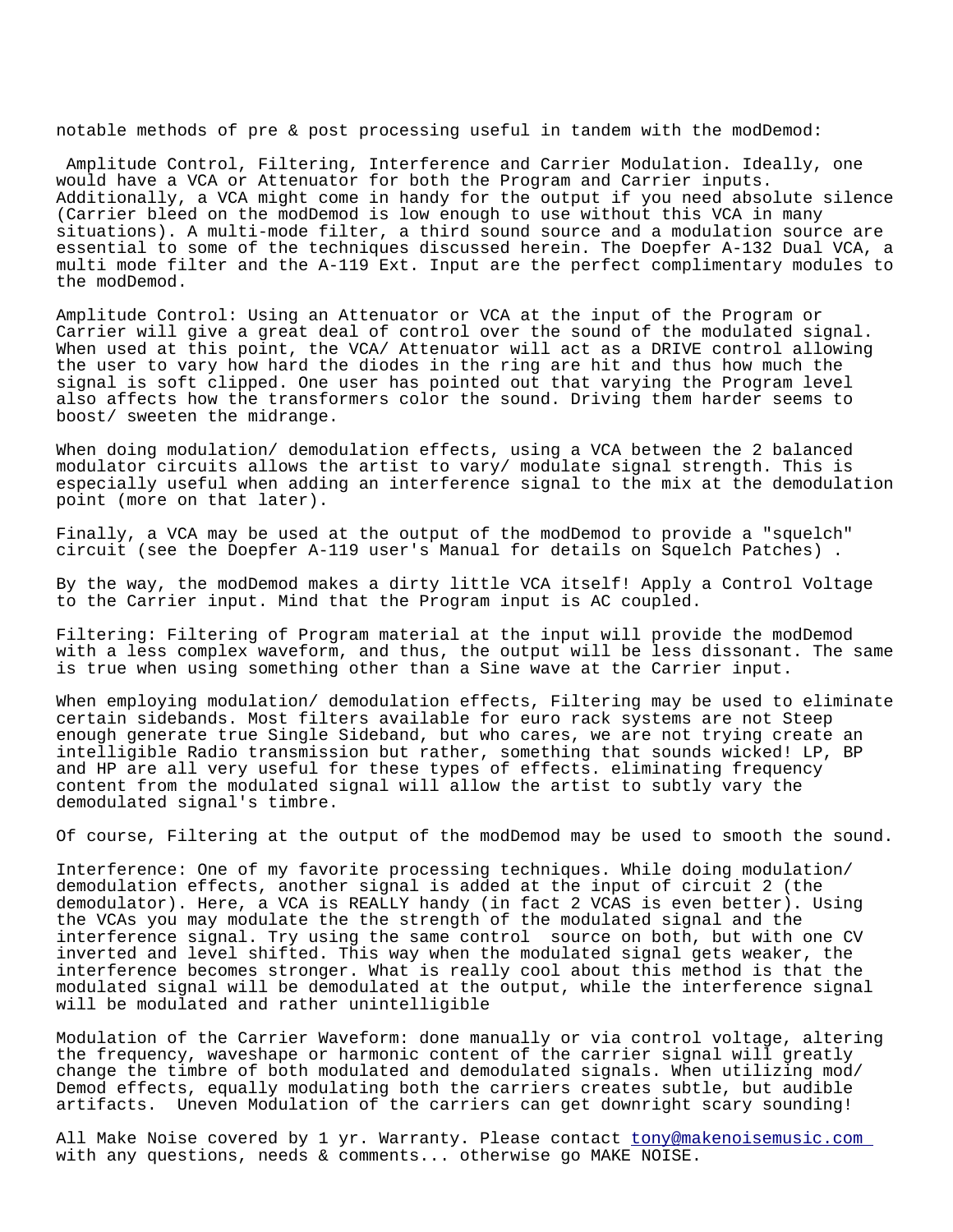notable methods of pre & post processing useful in tandem with the modDemod:

Amplitude Control, Filtering, Interference and Carrier Modulation. Ideally, one would have a VCA or Attenuator for both the Program and Carrier inputs. Additionally, a VCA might come in handy for the output if you need absolute silence (Carrier bleed on the modDemod is low enough to use without this VCA in many situations). A multi-mode filter, a third sound source and a modulation source are essential to some of the techniques discussed herein. The Doepfer A-132 Dual VCA, a multi mode filter and the A-119 Ext. Input are the perfect complimentary modules to the modDemod.

Amplitude Control: Using an Attenuator or VCA at the input of the Program or Carrier will give a great deal of control over the sound of the modulated signal. When used at this point, the VCA/ Attenuator will act as a DRIVE control allowing the user to vary how hard the diodes in the ring are hit and thus how much the signal is soft clipped. One user has pointed out that varying the Program level also affects how the transformers color the sound. Driving them harder seems to boost/ sweeten the midrange.

When doing modulation/ demodulation effects, using a VCA between the 2 balanced modulator circuits allows the artist to vary/ modulate signal strength. This is especially useful when adding an interference signal to the mix at the demodulation point (more on that later).

Finally, a VCA may be used at the output of the modDemod to provide a "squelch" circuit (see the Doepfer A-119 user's Manual for details on Squelch Patches) .

By the way, the modDemod makes a dirty little VCA itself! Apply a Control Voltage to the Carrier input. Mind that the Program input is AC coupled.

Filtering: Filtering of Program material at the input will provide the modDemod with a less complex waveform, and thus, the output will be less dissonant. The same is true when using something other than a Sine wave at the Carrier input.

When employing modulation/ demodulation effects, Filtering may be used to eliminate certain sidebands. Most filters available for euro rack systems are not Steep enough generate true Single Sideband, but who cares, we are not trying create an intelligible Radio transmission but rather, something that sounds wicked! LP, BP and HP are all very useful for these types of effects. eliminating frequency content from the modulated signal will allow the artist to subtly vary the demodulated signal's timbre.

Of course, Filtering at the output of the modDemod may be used to smooth the sound.

Interference: One of my favorite processing techniques. While doing modulation/ demodulation effects, another signal is added at the input of circuit 2 (the demodulator). Here, a VCA is REALLY handy (in fact 2 VCAS is even better). Using the VCAs you may modulate the strength of the modulated signal and the interference signal. Try using the same control source on both, but with one CV inverted and level shifted. This way when the modulated signal gets weaker, the interference becomes stronger. What is really cool about this method is that the modulated signal will be demodulated at the output, while the interference signal will be modulated and rather unintelligible

Modulation of the Carrier Waveform: done manually or via control voltage, altering the frequency, waveshape or harmonic content of the carrier signal will greatly change the timbre of both modulated and demodulated signals. When utilizing mod/ Demod effects, equally modulating both the carriers creates subtle, but audible artifacts. Uneven Modulation of the carriers can get downright scary sounding!

All Make Noise covered by 1 yr. Warranty. Please contact tony@makenoisemusic.com with any questions, needs & comments... otherwise go MAKE NOISE.